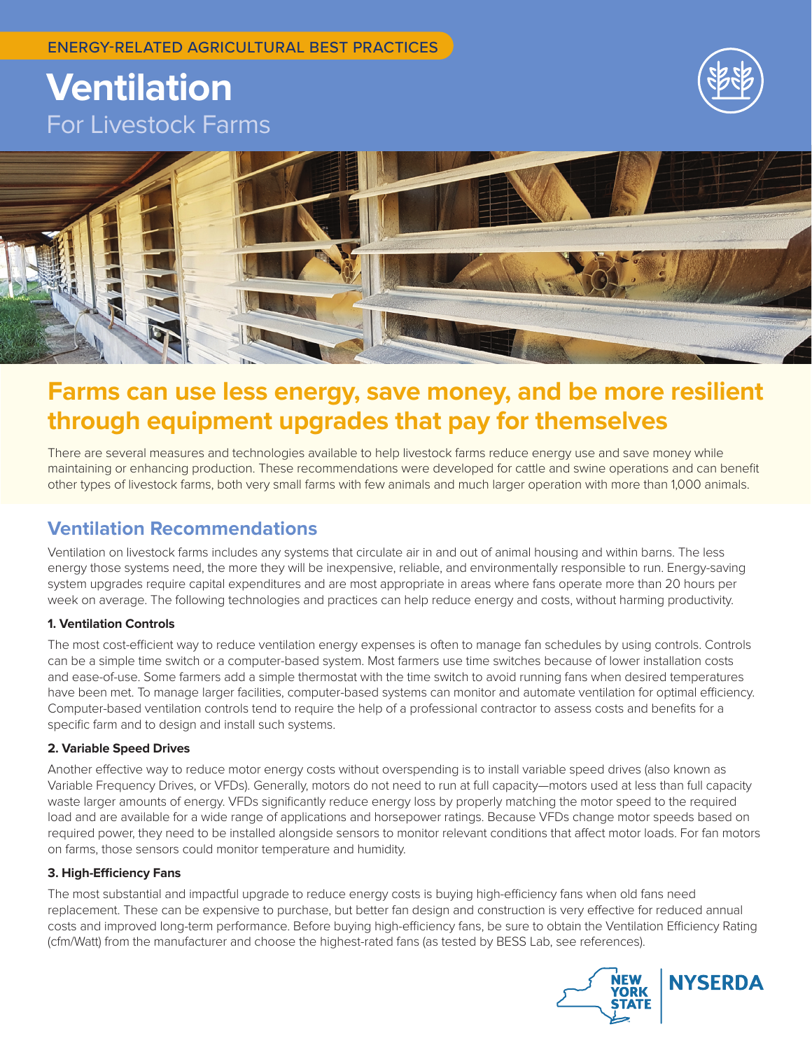ENERGY-RELATED AGRICULTURAL BEST PRACTICES

# Ventilation

For Livestock Farms

## Farms can use less energy, save money, and be more resilient through equipment upgrades that pay for themselves

There are several measures and technologies available to help livestock farms reduce energy use and save money while maintaining or enhancing production. These recommendations were developed for cattle and swine operations and can benefit other types of livestock farms, both very small farms with few animals and much larger operation with more than 1,000 animals.

## Ventilation Recommendations

Ventilation on livestock farms includes any systems that circulate air in and out of animal housing and within barns. The less energy those systems need, the more they will be inexpensive, reliable, and environmentally responsible to run. Energy-saving system upgrades require capital expenditures and are most appropriate in areas where fans operate more than 20 hours per week on average. The following technologies and practices can help reduce energy and costs, without harming productivity.

### 1. Ventilation Controls

The most cost-efficient way to reduce ventilation energy expenses is often to manage fan schedules by using controls. Controls can be a simple time switch or a computer-based system. Most farmers use time switches because of lower installation costs and ease-of-use. Some farmers add a simple thermostat with the time switch to avoid running fans when desired temperatures have been met. To manage larger facilities, computer-based systems can monitor and automate ventilation for optimal efficiency. Computer-based ventilation controls tend to require the help of a professional contractor to assess costs and benefits for a specific farm and to design and install such systems.

### 2. Variable Speed Drives

Another effective way to reduce motor energy costs without overspending is to install variable speed drives (also known as Variable Frequency Drives, or VFDs). Generally, motors do not need to run at full capacity—motors used at less than full capacity waste larger amounts of energy. VFDs significantly reduce energy loss by properly matching the motor speed to the required load and are available for a wide range of applications and horsepower ratings. Because VFDs change motor speeds based on required power, they need to be installed alongside sensors to monitor relevant conditions that affect motor loads. For fan motors on farms, those sensors could monitor temperature and humidity.

### 3. High-Efficiency Fans

The most substantial and impactful upgrade to reduce energy costs is buying high-efficiency fans when old fans need replacement. These can be expensive to purchase, but better fan design and construction is very effective for reduced annual costs and improved long-term performance. Before buying high-efficiency fans, be sure to obtain the Ventilation Efficiency Rating (cfm/Watt) from the manufacturer and choose the highest-rated fans (as tested by BESS Lab, see references).

NEW YORK STATE | NYSERDA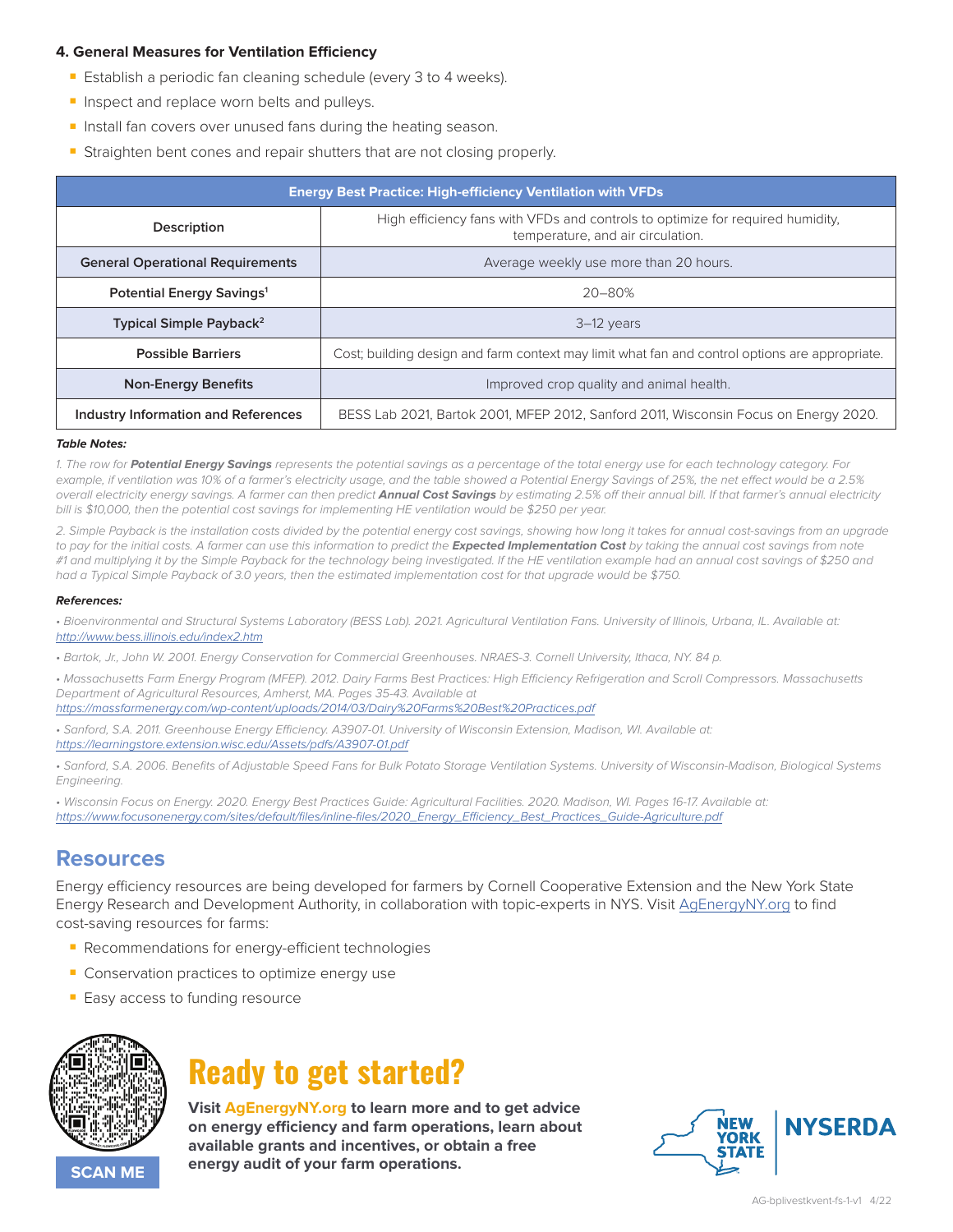**4. General Measures for Ventilation Efficiency**

- Establish a periodic fan cleaning schedule (every 3 to 4 weeks).
- Inspect and replace worn belts and pulleys.
- Install fan covers over unused fans during the heating season.
- Straighten bent cones and repair shutters that are not closing properly.

| Energy Best Practice: High-efficiency Ventilation with VFDs | |
|---|---|
| **Description** | High efficiency fans with VFDs and controls to optimize for required humidity, temperature, and air circulation. |
| **General Operational Requirements** | Average weekly use more than 20 hours. |
| **Potential Energy Savings**[1] | 20–80% |
| **Typical Simple Payback**[2] | 3–12 years |
| **Possible Barriers** | Cost; building design and farm context may limit what fan and control options are appropriate. |
| **Non-Energy Benefits** | Improved crop quality and animal health. |
| **Industry Information and References** | BESS Lab 2021, Bartok 2001, MFEP 2012, Sanford 2011, Wisconsin Focus on Energy 2020. |

***Table Notes:***

*1. The row for **Potential Energy Savings** represents the potential savings as a percentage of the total energy use for each technology category. For example, if ventilation was 10% of a farmer's electricity usage, and the table showed a Potential Energy Savings of 25%, the net effect would be a 2.5% overall electricity energy savings. A farmer can then predict **Annual Cost Savings** by estimating 2.5% off their annual bill. If that farmer's annual electricity bill is $10,000, then the potential cost savings for implementing HE ventilation would be $250 per year.*

*2. Simple Payback is the installation costs divided by the potential energy cost savings, showing how long it takes for annual cost-savings from an upgrade to pay for the initial costs. A farmer can use this information to predict the **Expected Implementation Cost** by taking the annual cost savings from note #1 and multiplying it by the Simple Payback for the technology being investigated. If the HE ventilation example had an annual cost savings of $250 and had a Typical Simple Payback of 3.0 years, then the estimated implementation cost for that upgrade would be $750.*

***References:***

- *Bioenvironmental and Structural Systems Laboratory (BESS Lab). 2021. Agricultural Ventilation Fans. University of Illinois, Urbana, IL. Available at: http://www.bess.illinois.edu/index2.htm*
- *Bartok, Jr., John W. 2001. Energy Conservation for Commercial Greenhouses. NRAES-3. Cornell University, Ithaca, NY. 84 p.*
- *Massachusetts Farm Energy Program (MFEP). 2012. Dairy Farms Best Practices: High Efficiency Refrigeration and Scroll Compressors. Massachusetts Department of Agricultural Resources, Amherst, MA. Pages 35-43. Available at https://massfarmenergy.com/wp-content/uploads/2014/03/Dairy%20Farms%20Best%20Practices.pdf*
- *Sanford, S.A. 2011. Greenhouse Energy Efficiency. A3907-01. University of Wisconsin Extension, Madison, WI. Available at: https://learningstore.extension.wisc.edu/Assets/pdfs/A3907-01.pdf*
- *Sanford, S.A. 2006. Benefits of Adjustable Speed Fans for Bulk Potato Storage Ventilation Systems. University of Wisconsin-Madison, Biological Systems Engineering.*
- *Wisconsin Focus on Energy. 2020. Energy Best Practices Guide: Agricultural Facilities. 2020. Madison, WI. Pages 16-17. Available at: https://www.focusonenergy.com/sites/default/files/inline-files/2020_Energy_Efficiency_Best_Practices_Guide-Agriculture.pdf*

## Resources

Energy efficiency resources are being developed for farmers by Cornell Cooperative Extension and the New York State Energy Research and Development Authority, in collaboration with topic-experts in NYS. Visit AgEnergyNY.org to find cost-saving resources for farms:

- Recommendations for energy-efficient technologies
- Conservation practices to optimize energy use
- Easy access to funding resource

SCAN ME

# Ready to get started?

**Visit AgEnergyNY.org to learn more and to get advice on energy efficiency and farm operations, learn about available grants and incentives, or obtain a free energy audit of your farm operations.**

NEW YORK STATE | NYSERDA

AG-bplivestkvent-fs-1-v1 4/22